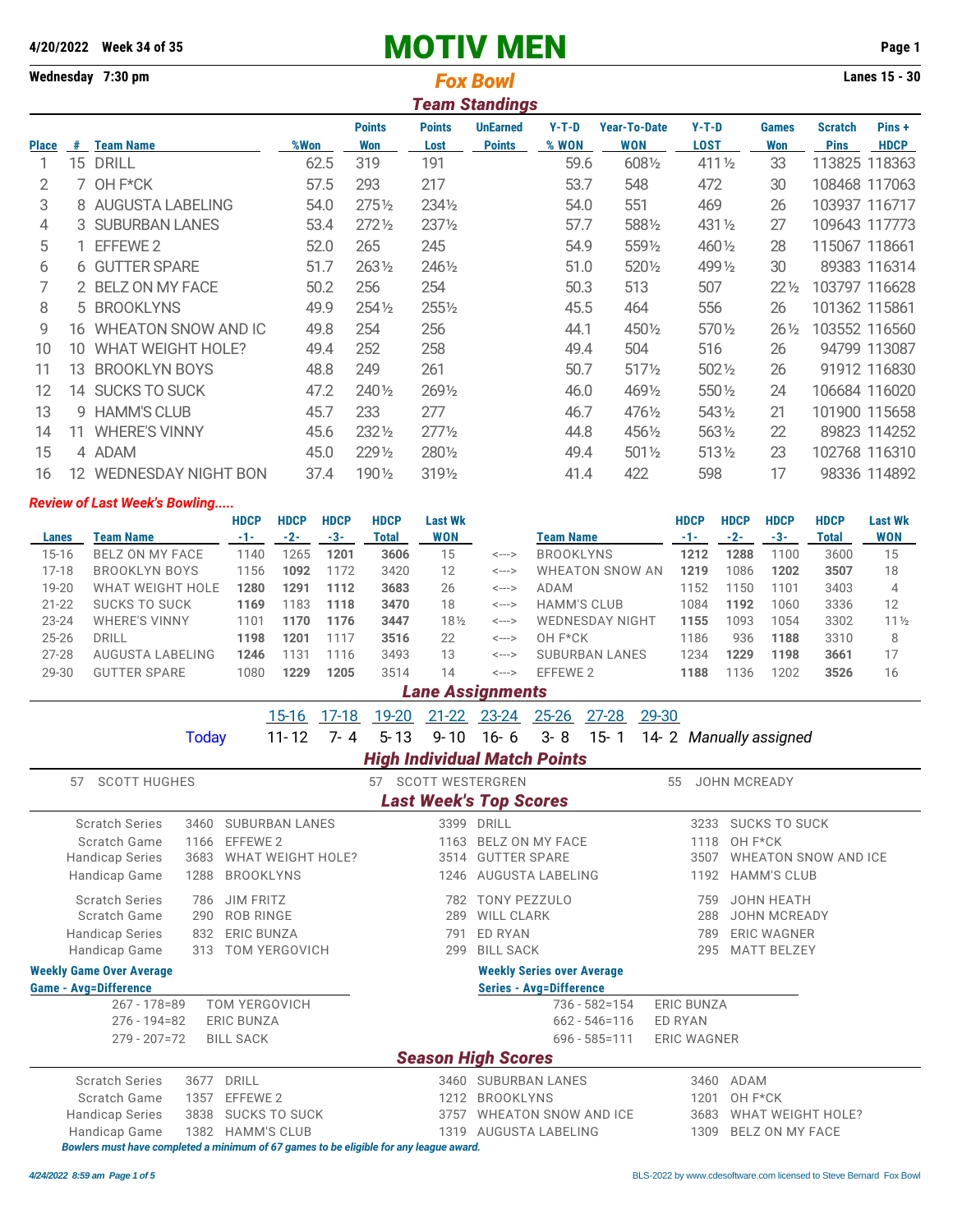4/20/2022 Week 34 of 35

# MOTIV MEN

Wednesday 7:30 pm

## Fox Bowl

Lanes 15 - 30

### Team Standings

| Place | # | Team Name | %Won | Points Won | Points Lost | UnEarned Points | Y-T-D % WON | Year-To-Date WON | Y-T-D LOST | Games Won | Scratch Pins | Pins + HDCP |
|---|---|---|---|---|---|---|---|---|---|---|---|---|
| 1 | 15 | DRILL | 62.5 | 319 | 191 | | 59.6 | 608½ | 411½ | 33 | 113825 | 118363 |
| 2 | 7 | OH F*CK | 57.5 | 293 | 217 | | 53.7 | 548 | 472 | 30 | 108468 | 117063 |
| 3 | 8 | AUGUSTA LABELING | 54.0 | 275½ | 234½ | | 54.0 | 551 | 469 | 26 | 103937 | 116717 |
| 4 | 3 | SUBURBAN LANES | 53.4 | 272½ | 237½ | | 57.7 | 588½ | 431½ | 27 | 109643 | 117773 |
| 5 | 1 | EFFEWE 2 | 52.0 | 265 | 245 | | 54.9 | 559½ | 460½ | 28 | 115067 | 118661 |
| 6 | 6 | GUTTER SPARE | 51.7 | 263½ | 246½ | | 51.0 | 520½ | 499½ | 30 | 89383 | 116314 |
| 7 | 2 | BELZ ON MY FACE | 50.2 | 256 | 254 | | 50.3 | 513 | 507 | 22½ | 103797 | 116628 |
| 8 | 5 | BROOKLYNS | 49.9 | 254½ | 255½ | | 45.5 | 464 | 556 | 26 | 101362 | 115861 |
| 9 | 16 | WHEATON SNOW AND IC | 49.8 | 254 | 256 | | 44.1 | 450½ | 570½ | 26½ | 103552 | 116560 |
| 10 | 10 | WHAT WEIGHT HOLE? | 49.4 | 252 | 258 | | 49.4 | 504 | 516 | 26 | 94799 | 113087 |
| 11 | 13 | BROOKLYN BOYS | 48.8 | 249 | 261 | | 50.7 | 517½ | 502½ | 26 | 91912 | 116830 |
| 12 | 14 | SUCKS TO SUCK | 47.2 | 240½ | 269½ | | 46.0 | 469½ | 550½ | 24 | 106684 | 116020 |
| 13 | 9 | HAMM'S CLUB | 45.7 | 233 | 277 | | 46.7 | 476½ | 543½ | 21 | 101900 | 115658 |
| 14 | 11 | WHERE'S VINNY | 45.6 | 232½ | 277½ | | 44.8 | 456½ | 563½ | 22 | 89823 | 114252 |
| 15 | 4 | ADAM | 45.0 | 229½ | 280½ | | 49.4 | 501½ | 513½ | 23 | 102768 | 116310 |
| 16 | 12 | WEDNESDAY NIGHT BON | 37.4 | 190½ | 319½ | | 41.4 | 422 | 598 | 17 | 98336 | 114892 |

*Review of Last Week's Bowling.....*

| Lanes | Team Name | HDCP -1- | HDCP -2- | HDCP -3- | HDCP Total | Last Wk WON | | Team Name | HDCP -1- | HDCP -2- | HDCP -3- | HDCP Total | Last Wk WON |
|---|---|---|---|---|---|---|---|---|---|---|---|---|---|
| 15-16 | BELZ ON MY FACE | 1140 | 1265 | **1201** | **3606** | 15 | <---> | BROOKLYNS | **1212** | **1288** | 1100 | 3600 | 15 |
| 17-18 | BROOKLYN BOYS | 1156 | **1092** | 1172 | 3420 | 12 | <---> | WHEATON SNOW AN | **1219** | 1086 | **1202** | **3507** | 18 |
| 19-20 | WHAT WEIGHT HOLE | **1280** | **1291** | **1112** | **3683** | 26 | <---> | ADAM | 1152 | 1150 | 1101 | 3403 | 4 |
| 21-22 | SUCKS TO SUCK | **1169** | 1183 | **1118** | **3470** | 18 | <---> | HAMM'S CLUB | 1084 | **1192** | 1060 | 3336 | 12 |
| 23-24 | WHERE'S VINNY | 1101 | **1170** | **1176** | **3447** | 18½ | <---> | WEDNESDAY NIGHT | **1155** | 1093 | 1054 | 3302 | 11½ |
| 25-26 | DRILL | **1198** | **1201** | 1117 | **3516** | 22 | <---> | OH F*CK | 1186 | 936 | **1188** | 3310 | 8 |
| 27-28 | AUGUSTA LABELING | **1246** | 1131 | 1116 | 3493 | 13 | <---> | SUBURBAN LANES | 1234 | **1229** | **1198** | **3661** | 17 |
| 29-30 | GUTTER SPARE | 1080 | **1229** | **1205** | 3514 | 14 | <---> | EFFEWE 2 | **1188** | 1136 | 1202 | **3526** | 16 |

### Lane Assignments

| | 15-16 | 17-18 | 19-20 | 21-22 | 23-24 | 25-26 | 27-28 | 29-30 | |
|---|---|---|---|---|---|---|---|---|---|
| Today | 11-12 | 7-4 | 5-13 | 9-10 | 16-6 | 3-8 | 15-1 | 14-2 | *Manually assigned* |

### High Individual Match Points

57 SCOTT HUGHES — 57 SCOTT WESTERGREN — 55 JOHN MCREADY

### Last Week's Top Scores

| | | | | | | |
|---|---|---|---|---|---|---|
| Scratch Series | 3460 | SUBURBAN LANES | 3399 | DRILL | 3233 | SUCKS TO SUCK |
| Scratch Game | 1166 | EFFEWE 2 | 1163 | BELZ ON MY FACE | 1118 | OH F*CK |
| Handicap Series | 3683 | WHAT WEIGHT HOLE? | 3514 | GUTTER SPARE | 3507 | WHEATON SNOW AND ICE |
| Handicap Game | 1288 | BROOKLYNS | 1246 | AUGUSTA LABELING | 1192 | HAMM'S CLUB |
| Scratch Series | 786 | JIM FRITZ | 782 | TONY PEZZULO | 759 | JOHN HEATH |
| Scratch Game | 290 | ROB RINGE | 289 | WILL CLARK | 288 | JOHN MCREADY |
| Handicap Series | 832 | ERIC BUNZA | 791 | ED RYAN | 789 | ERIC WAGNER |
| Handicap Game | 313 | TOM YERGOVICH | 299 | BILL SACK | 295 | MATT BELZEY |

**Weekly Game Over Average**

| Game - Avg=Difference | |
|---|---|
| 267 - 178=89 | TOM YERGOVICH |
| 276 - 194=82 | ERIC BUNZA |
| 279 - 207=72 | BILL SACK |

**Weekly Series over Average**

| Series - Avg=Difference | |
|---|---|
| 736 - 582=154 | ERIC BUNZA |
| 662 - 546=116 | ED RYAN |
| 696 - 585=111 | ERIC WAGNER |

### Season High Scores

| | | | | | | |
|---|---|---|---|---|---|---|
| Scratch Series | 3677 | DRILL | 3460 | SUBURBAN LANES | 3460 | ADAM |
| Scratch Game | 1357 | EFFEWE 2 | 1212 | BROOKLYNS | 1201 | OH F*CK |
| Handicap Series | 3838 | SUCKS TO SUCK | 3757 | WHEATON SNOW AND ICE | 3683 | WHAT WEIGHT HOLE? |
| Handicap Game | 1382 | HAMM'S CLUB | 1319 | AUGUSTA LABELING | 1309 | BELZ ON MY FACE |

*Bowlers must have completed a minimum of 67 games to be eligible for any league award.*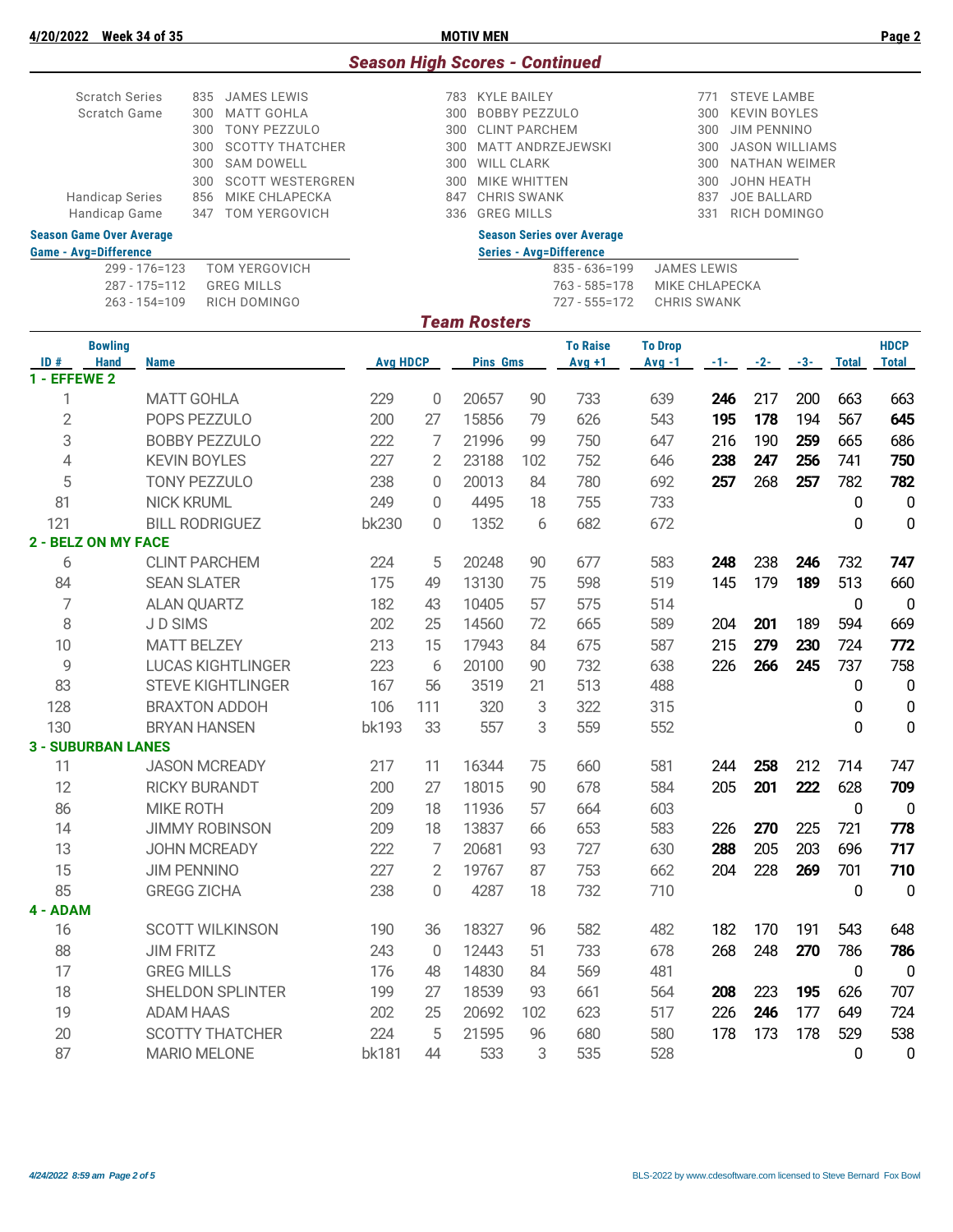## Season High Scores - Continued

| | | | | | | |
|---|---|---|---|---|---|---|
| Scratch Series | 835 | JAMES LEWIS | 783 | KYLE BAILEY | 771 | STEVE LAMBE |
| Scratch Game | 300 | MATT GOHLA | 300 | BOBBY PEZZULO | 300 | KEVIN BOYLES |
| | 300 | TONY PEZZULO | 300 | CLINT PARCHEM | 300 | JIM PENNINO |
| | 300 | SCOTTY THATCHER | 300 | MATT ANDRZEJEWSKI | 300 | JASON WILLIAMS |
| | 300 | SAM DOWELL | 300 | WILL CLARK | 300 | NATHAN WEIMER |
| | 300 | SCOTT WESTERGREN | 300 | MIKE WHITTEN | 300 | JOHN HEATH |
| Handicap Series | 856 | MIKE CHLAPECKA | 847 | CHRIS SWANK | 837 | JOE BALLARD |
| Handicap Game | 347 | TOM YERGOVICH | 336 | GREG MILLS | 331 | RICH DOMINGO |

**Season Game Over Average**

| Game - Avg=Difference | |
|---|---|
| 299 - 176=123 | TOM YERGOVICH |
| 287 - 175=112 | GREG MILLS |
| 263 - 154=109 | RICH DOMINGO |

**Season Series over Average**

| Series - Avg=Difference | |
|---|---|
| 835 - 636=199 | JAMES LEWIS |
| 763 - 585=178 | MIKE CHLAPECKA |
| 727 - 555=172 | CHRIS SWANK |

## Team Rosters

| ID # | Bowling Hand | Name | Avg | HDCP | Pins | Gms | To Raise Avg +1 | To Drop Avg -1 | -1- | -2- | -3- | Total | HDCP Total |
|---|---|---|---|---|---|---|---|---|---|---|---|---|---|
| **1 - EFFEWE 2** | | | | | | | | | | | | | |
| 1 | | MATT GOHLA | 229 | 0 | 20657 | 90 | 733 | 639 | **246** | 217 | 200 | 663 | 663 |
| 2 | | POPS PEZZULO | 200 | 27 | 15856 | 79 | 626 | 543 | **195** | **178** | 194 | 567 | **645** |
| 3 | | BOBBY PEZZULO | 222 | 7 | 21996 | 99 | 750 | 647 | 216 | 190 | **259** | 665 | 686 |
| 4 | | KEVIN BOYLES | 227 | 2 | 23188 | 102 | 752 | 646 | **238** | **247** | **256** | 741 | **750** |
| 5 | | TONY PEZZULO | 238 | 0 | 20013 | 84 | 780 | 692 | **257** | 268 | **257** | 782 | **782** |
| 81 | | NICK KRUML | 249 | 0 | 4495 | 18 | 755 | 733 | | | | 0 | 0 |
| 121 | | BILL RODRIGUEZ | bk230 | 0 | 1352 | 6 | 682 | 672 | | | | 0 | 0 |
| **2 - BELZ ON MY FACE** | | | | | | | | | | | | | |
| 6 | | CLINT PARCHEM | 224 | 5 | 20248 | 90 | 677 | 583 | **248** | 238 | **246** | 732 | **747** |
| 84 | | SEAN SLATER | 175 | 49 | 13130 | 75 | 598 | 519 | 145 | 179 | **189** | 513 | 660 |
| 7 | | ALAN QUARTZ | 182 | 43 | 10405 | 57 | 575 | 514 | | | | 0 | 0 |
| 8 | | J D SIMS | 202 | 25 | 14560 | 72 | 665 | 589 | 204 | **201** | 189 | 594 | 669 |
| 10 | | MATT BELZEY | 213 | 15 | 17943 | 84 | 675 | 587 | 215 | **279** | **230** | 724 | **772** |
| 9 | | LUCAS KIGHTLINGER | 223 | 6 | 20100 | 90 | 732 | 638 | 226 | **266** | **245** | 737 | 758 |
| 83 | | STEVE KIGHTLINGER | 167 | 56 | 3519 | 21 | 513 | 488 | | | | 0 | 0 |
| 128 | | BRAXTON ADDOH | 106 | 111 | 320 | 3 | 322 | 315 | | | | 0 | 0 |
| 130 | | BRYAN HANSEN | bk193 | 33 | 557 | 3 | 559 | 552 | | | | 0 | 0 |
| **3 - SUBURBAN LANES** | | | | | | | | | | | | | |
| 11 | | JASON MCREADY | 217 | 11 | 16344 | 75 | 660 | 581 | 244 | **258** | 212 | 714 | 747 |
| 12 | | RICKY BURANDT | 200 | 27 | 18015 | 90 | 678 | 584 | 205 | **201** | **222** | 628 | **709** |
| 86 | | MIKE ROTH | 209 | 18 | 11936 | 57 | 664 | 603 | | | | 0 | 0 |
| 14 | | JIMMY ROBINSON | 209 | 18 | 13837 | 66 | 653 | 583 | 226 | **270** | 225 | 721 | **778** |
| 13 | | JOHN MCREADY | 222 | 7 | 20681 | 93 | 727 | 630 | **288** | 205 | 203 | 696 | **717** |
| 15 | | JIM PENNINO | 227 | 2 | 19767 | 87 | 753 | 662 | 204 | 228 | **269** | 701 | **710** |
| 85 | | GREGG ZICHA | 238 | 0 | 4287 | 18 | 732 | 710 | | | | 0 | 0 |
| **4 - ADAM** | | | | | | | | | | | | | |
| 16 | | SCOTT WILKINSON | 190 | 36 | 18327 | 96 | 582 | 482 | 182 | 170 | 191 | 543 | 648 |
| 88 | | JIM FRITZ | 243 | 0 | 12443 | 51 | 733 | 678 | 268 | 248 | **270** | 786 | **786** |
| 17 | | GREG MILLS | 176 | 48 | 14830 | 84 | 569 | 481 | | | | 0 | 0 |
| 18 | | SHELDON SPLINTER | 199 | 27 | 18539 | 93 | 661 | 564 | **208** | 223 | **195** | 626 | 707 |
| 19 | | ADAM HAAS | 202 | 25 | 20692 | 102 | 623 | 517 | 226 | **246** | 177 | 649 | 724 |
| 20 | | SCOTTY THATCHER | 224 | 5 | 21595 | 96 | 680 | 580 | 178 | 173 | 178 | 529 | 538 |
| 87 | | MARIO MELONE | bk181 | 44 | 533 | 3 | 535 | 528 | | | | 0 | 0 |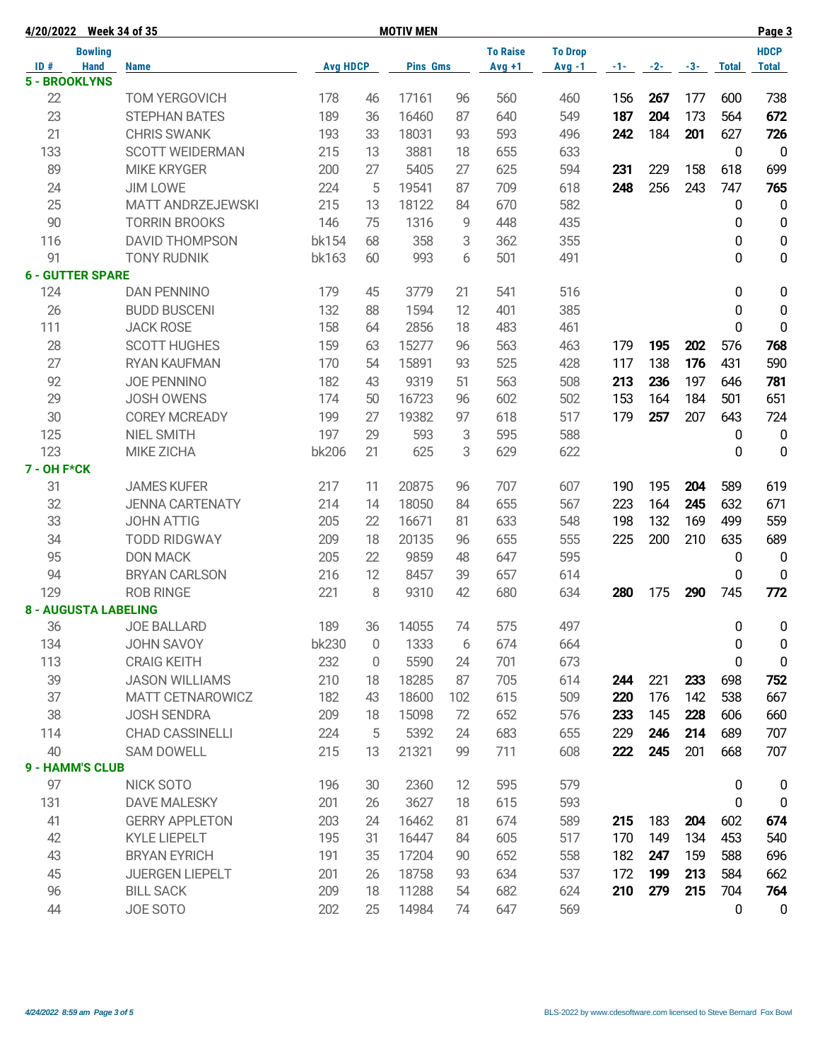4/20/2022 Week 34 of 35 — MOTIV MEN

| ID # | Bowling Hand | Name | Avg | HDCP | Pins | Gms | To Raise Avg +1 | To Drop Avg -1 | -1- | -2- | -3- | Total | HDCP Total |
|---|---|---|---|---|---|---|---|---|---|---|---|---|---|
| **5 - BROOKLYNS** | | | | | | | | | | | | | |
| 22 | | TOM YERGOVICH | 178 | 46 | 17161 | 96 | 560 | 460 | 156 | **267** | 177 | 600 | 738 |
| 23 | | STEPHAN BATES | 189 | 36 | 16460 | 87 | 640 | 549 | **187** | **204** | 173 | 564 | **672** |
| 21 | | CHRIS SWANK | 193 | 33 | 18031 | 93 | 593 | 496 | **242** | 184 | **201** | 627 | **726** |
| 133 | | SCOTT WEIDERMAN | 215 | 13 | 3881 | 18 | 655 | 633 | | | | 0 | 0 |
| 89 | | MIKE KRYGER | 200 | 27 | 5405 | 27 | 625 | 594 | **231** | 229 | 158 | 618 | 699 |
| 24 | | JIM LOWE | 224 | 5 | 19541 | 87 | 709 | 618 | **248** | 256 | 243 | 747 | **765** |
| 25 | | MATT ANDRZEJEWSKI | 215 | 13 | 18122 | 84 | 670 | 582 | | | | 0 | 0 |
| 90 | | TORRIN BROOKS | 146 | 75 | 1316 | 9 | 448 | 435 | | | | 0 | 0 |
| 116 | | DAVID THOMPSON | bk154 | 68 | 358 | 3 | 362 | 355 | | | | 0 | 0 |
| 91 | | TONY RUDNIK | bk163 | 60 | 993 | 6 | 501 | 491 | | | | 0 | 0 |
| **6 - GUTTER SPARE** | | | | | | | | | | | | | |
| 124 | | DAN PENNINO | 179 | 45 | 3779 | 21 | 541 | 516 | | | | 0 | 0 |
| 26 | | BUDD BUSCENI | 132 | 88 | 1594 | 12 | 401 | 385 | | | | 0 | 0 |
| 111 | | JACK ROSE | 158 | 64 | 2856 | 18 | 483 | 461 | | | | 0 | 0 |
| 28 | | SCOTT HUGHES | 159 | 63 | 15277 | 96 | 563 | 463 | 179 | **195** | **202** | 576 | **768** |
| 27 | | RYAN KAUFMAN | 170 | 54 | 15891 | 93 | 525 | 428 | 117 | 138 | **176** | 431 | 590 |
| 92 | | JOE PENNINO | 182 | 43 | 9319 | 51 | 563 | 508 | **213** | **236** | 197 | 646 | **781** |
| 29 | | JOSH OWENS | 174 | 50 | 16723 | 96 | 602 | 502 | 153 | 164 | 184 | 501 | 651 |
| 30 | | COREY MCREADY | 199 | 27 | 19382 | 97 | 618 | 517 | 179 | **257** | 207 | 643 | 724 |
| 125 | | NIEL SMITH | 197 | 29 | 593 | 3 | 595 | 588 | | | | 0 | 0 |
| 123 | | MIKE ZICHA | bk206 | 21 | 625 | 3 | 629 | 622 | | | | 0 | 0 |
| **7 - OH F*CK** | | | | | | | | | | | | | |
| 31 | | JAMES KUFER | 217 | 11 | 20875 | 96 | 707 | 607 | 190 | 195 | **204** | 589 | 619 |
| 32 | | JENNA CARTENATY | 214 | 14 | 18050 | 84 | 655 | 567 | 223 | 164 | **245** | 632 | 671 |
| 33 | | JOHN ATTIG | 205 | 22 | 16671 | 81 | 633 | 548 | 198 | 132 | 169 | 499 | 559 |
| 34 | | TODD RIDGWAY | 209 | 18 | 20135 | 96 | 655 | 555 | 225 | 200 | 210 | 635 | 689 |
| 95 | | DON MACK | 205 | 22 | 9859 | 48 | 647 | 595 | | | | 0 | 0 |
| 94 | | BRYAN CARLSON | 216 | 12 | 8457 | 39 | 657 | 614 | | | | 0 | 0 |
| 129 | | ROB RINGE | 221 | 8 | 9310 | 42 | 680 | 634 | **280** | 175 | **290** | 745 | **772** |
| **8 - AUGUSTA LABELING** | | | | | | | | | | | | | |
| 36 | | JOE BALLARD | 189 | 36 | 14055 | 74 | 575 | 497 | | | | 0 | 0 |
| 134 | | JOHN SAVOY | bk230 | 0 | 1333 | 6 | 674 | 664 | | | | 0 | 0 |
| 113 | | CRAIG KEITH | 232 | 0 | 5590 | 24 | 701 | 673 | | | | 0 | 0 |
| 39 | | JASON WILLIAMS | 210 | 18 | 18285 | 87 | 705 | 614 | **244** | 221 | **233** | 698 | **752** |
| 37 | | MATT CETNAROWICZ | 182 | 43 | 18600 | 102 | 615 | 509 | **220** | 176 | 142 | 538 | 667 |
| 38 | | JOSH SENDRA | 209 | 18 | 15098 | 72 | 652 | 576 | **233** | 145 | **228** | 606 | 660 |
| 114 | | CHAD CASSINELLI | 224 | 5 | 5392 | 24 | 683 | 655 | 229 | **246** | 214 | 689 | 707 |
| 40 | | SAM DOWELL | 215 | 13 | 21321 | 99 | 711 | 608 | **222** | **245** | 201 | 668 | 707 |
| **9 - HAMM'S CLUB** | | | | | | | | | | | | | |
| 97 | | NICK SOTO | 196 | 30 | 2360 | 12 | 595 | 579 | | | | 0 | 0 |
| 131 | | DAVE MALESKY | 201 | 26 | 3627 | 18 | 615 | 593 | | | | 0 | 0 |
| 41 | | GERRY APPLETON | 203 | 24 | 16462 | 81 | 674 | 589 | **215** | 183 | **204** | 602 | **674** |
| 42 | | KYLE LIEPELT | 195 | 31 | 16447 | 84 | 605 | 517 | 170 | 149 | 134 | 453 | 540 |
| 43 | | BRYAN EYRICH | 191 | 35 | 17204 | 90 | 652 | 558 | 182 | **247** | 159 | 588 | 696 |
| 45 | | JUERGEN LIEPELT | 201 | 26 | 18758 | 93 | 634 | 537 | 172 | **199** | **213** | 584 | 662 |
| 96 | | BILL SACK | 209 | 18 | 11288 | 54 | 682 | 624 | **210** | **279** | **215** | 704 | **764** |
| 44 | | JOE SOTO | 202 | 25 | 14984 | 74 | 647 | 569 | | | | 0 | 0 |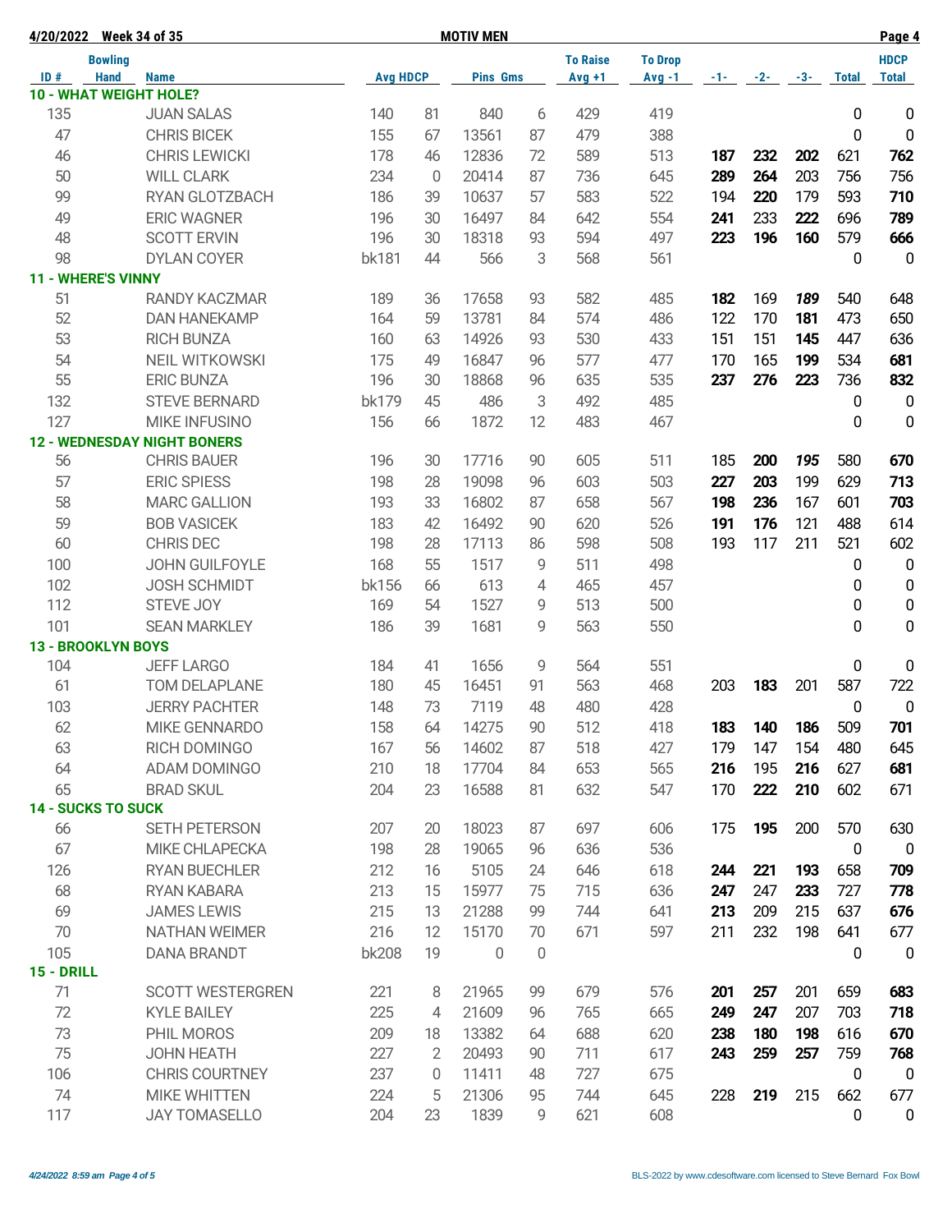4/20/2022 Week 34 of 35 — **MOTIV MEN**

| ID # | Bowling Hand | Name | Avg | HDCP | Pins | Gms | To Raise Avg +1 | To Drop Avg -1 | -1- | -2- | -3- | Total | HDCP Total |
|---|---|---|---|---|---|---|---|---|---|---|---|---|---|
| **10 - WHAT WEIGHT HOLE?** | | | | | | | | | | | | | |
| 135 | | JUAN SALAS | 140 | 81 | 840 | 6 | 429 | 419 | | | | 0 | 0 |
| 47 | | CHRIS BICEK | 155 | 67 | 13561 | 87 | 479 | 388 | | | | 0 | 0 |
| 46 | | CHRIS LEWICKI | 178 | 46 | 12836 | 72 | 589 | 513 | **187** | **232** | **202** | 621 | **762** |
| 50 | | WILL CLARK | 234 | 0 | 20414 | 87 | 736 | 645 | **289** | **264** | 203 | 756 | 756 |
| 99 | | RYAN GLOTZBACH | 186 | 39 | 10637 | 57 | 583 | 522 | 194 | **220** | 179 | 593 | **710** |
| 49 | | ERIC WAGNER | 196 | 30 | 16497 | 84 | 642 | 554 | **241** | 233 | **222** | 696 | **789** |
| 48 | | SCOTT ERVIN | 196 | 30 | 18318 | 93 | 594 | 497 | **223** | **196** | **160** | 579 | **666** |
| 98 | | DYLAN COYER | bk181 | 44 | 566 | 3 | 568 | 561 | | | | 0 | 0 |
| **11 - WHERE'S VINNY** | | | | | | | | | | | | | |
| 51 | | RANDY KACZMAR | 189 | 36 | 17658 | 93 | 582 | 485 | **182** | 169 | ***189*** | 540 | 648 |
| 52 | | DAN HANEKAMP | 164 | 59 | 13781 | 84 | 574 | 486 | 122 | 170 | **181** | 473 | 650 |
| 53 | | RICH BUNZA | 160 | 63 | 14926 | 93 | 530 | 433 | 151 | 151 | **145** | 447 | 636 |
| 54 | | NEIL WITKOWSKI | 175 | 49 | 16847 | 96 | 577 | 477 | 170 | 165 | **199** | 534 | **681** |
| 55 | | ERIC BUNZA | 196 | 30 | 18868 | 96 | 635 | 535 | **237** | **276** | **223** | 736 | **832** |
| 132 | | STEVE BERNARD | bk179 | 45 | 486 | 3 | 492 | 485 | | | | 0 | 0 |
| 127 | | MIKE INFUSINO | 156 | 66 | 1872 | 12 | 483 | 467 | | | | 0 | 0 |
| **12 - WEDNESDAY NIGHT BONERS** | | | | | | | | | | | | | |
| 56 | | CHRIS BAUER | 196 | 30 | 17716 | 90 | 605 | 511 | 185 | **200** | ***195*** | 580 | **670** |
| 57 | | ERIC SPIESS | 198 | 28 | 19098 | 96 | 603 | 503 | **227** | **203** | 199 | 629 | **713** |
| 58 | | MARC GALLION | 193 | 33 | 16802 | 87 | 658 | 567 | **198** | **236** | 167 | 601 | **703** |
| 59 | | BOB VASICEK | 183 | 42 | 16492 | 90 | 620 | 526 | **191** | 176 | 121 | 488 | 614 |
| 60 | | CHRIS DEC | 198 | 28 | 17113 | 86 | 598 | 508 | 193 | 117 | 211 | 521 | 602 |
| 100 | | JOHN GUILFOYLE | 168 | 55 | 1517 | 9 | 511 | 498 | | | | 0 | 0 |
| 102 | | JOSH SCHMIDT | bk156 | 66 | 613 | 4 | 465 | 457 | | | | 0 | 0 |
| 112 | | STEVE JOY | 169 | 54 | 1527 | 9 | 513 | 500 | | | | 0 | 0 |
| 101 | | SEAN MARKLEY | 186 | 39 | 1681 | 9 | 563 | 550 | | | | 0 | 0 |
| **13 - BROOKLYN BOYS** | | | | | | | | | | | | | |
| 104 | | JEFF LARGO | 184 | 41 | 1656 | 9 | 564 | 551 | | | | 0 | 0 |
| 61 | | TOM DELAPLANE | 180 | 45 | 16451 | 91 | 563 | 468 | 203 | **183** | 201 | 587 | 722 |
| 103 | | JERRY PACHTER | 148 | 73 | 7119 | 48 | 480 | 428 | | | | 0 | 0 |
| 62 | | MIKE GENNARDO | 158 | 64 | 14275 | 90 | 512 | 418 | **183** | **140** | **186** | 509 | **701** |
| 63 | | RICH DOMINGO | 167 | 56 | 14602 | 87 | 518 | 427 | 179 | 147 | 154 | 480 | 645 |
| 64 | | ADAM DOMINGO | 210 | 18 | 17704 | 84 | 653 | 565 | **216** | 195 | **216** | 627 | **681** |
| 65 | | BRAD SKUL | 204 | 23 | 16588 | 81 | 632 | 547 | 170 | **222** | **210** | 602 | 671 |
| **14 - SUCKS TO SUCK** | | | | | | | | | | | | | |
| 66 | | SETH PETERSON | 207 | 20 | 18023 | 87 | 697 | 606 | 175 | **195** | 200 | 570 | 630 |
| 67 | | MIKE CHLAPECKA | 198 | 28 | 19065 | 96 | 636 | 536 | | | | 0 | 0 |
| 126 | | RYAN BUECHLER | 212 | 16 | 5105 | 24 | 646 | 618 | **244** | **221** | **193** | 658 | **709** |
| 68 | | RYAN KABARA | 213 | 15 | 15977 | 75 | 715 | 636 | **247** | 247 | **233** | 727 | **778** |
| 69 | | JAMES LEWIS | 215 | 13 | 21288 | 99 | 744 | 641 | **213** | 209 | 215 | 637 | **676** |
| 70 | | NATHAN WEIMER | 216 | 12 | 15170 | 70 | 671 | 597 | 211 | 232 | 198 | 641 | 677 |
| 105 | | DANA BRANDT | bk208 | 19 | 0 | 0 | | | | | | 0 | 0 |
| **15 - DRILL** | | | | | | | | | | | | | |
| 71 | | SCOTT WESTERGREN | 221 | 8 | 21965 | 99 | 679 | 576 | **201** | **257** | 201 | 659 | **683** |
| 72 | | KYLE BAILEY | 225 | 4 | 21609 | 96 | 765 | 665 | **249** | **247** | 207 | 703 | **718** |
| 73 | | PHIL MOROS | 209 | 18 | 13382 | 64 | 688 | 620 | **238** | **180** | **198** | 616 | **670** |
| 75 | | JOHN HEATH | 227 | 2 | 20493 | 90 | 711 | 617 | **243** | **259** | **257** | 759 | **768** |
| 106 | | CHRIS COURTNEY | 237 | 0 | 11411 | 48 | 727 | 675 | | | | 0 | 0 |
| 74 | | MIKE WHITTEN | 224 | 5 | 21306 | 95 | 744 | 645 | 228 | **219** | 215 | 662 | 677 |
| 117 | | JAY TOMASELLO | 204 | 23 | 1839 | 9 | 621 | 608 | | | | 0 | 0 |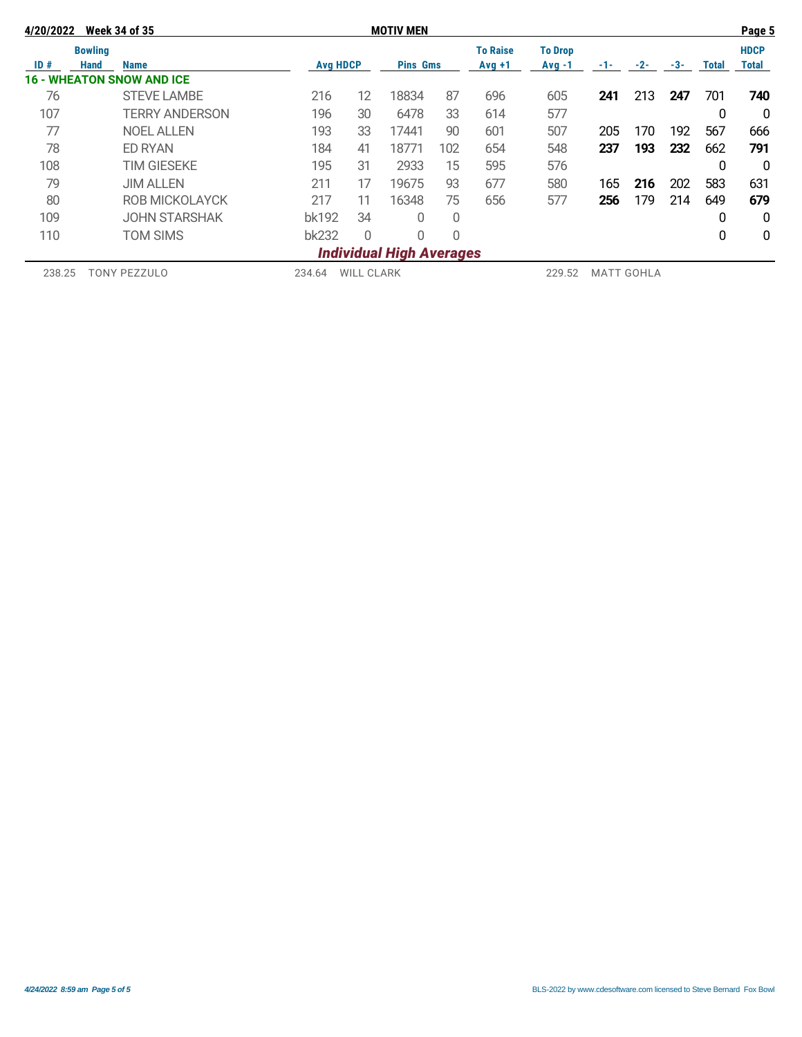| ID # | Bowling Hand | Name | Avg | HDCP | Pins | Gms | To Raise Avg +1 | To Drop Avg -1 | -1- | -2- | -3- | Total | HDCP Total |
|---|---|---|---|---|---|---|---|---|---|---|---|---|---|
| **16 - WHEATON SNOW AND ICE** | | | | | | | | | | | | | |
| 76 | | STEVE LAMBE | 216 | 12 | 18834 | 87 | 696 | 605 | **241** | 213 | **247** | 701 | **740** |
| 107 | | TERRY ANDERSON | 196 | 30 | 6478 | 33 | 614 | 577 | | | | 0 | 0 |
| 77 | | NOEL ALLEN | 193 | 33 | 17441 | 90 | 601 | 507 | 205 | 170 | 192 | 567 | 666 |
| 78 | | ED RYAN | 184 | 41 | 18771 | 102 | 654 | 548 | **237** | **193** | **232** | 662 | **791** |
| 108 | | TIM GIESEKE | 195 | 31 | 2933 | 15 | 595 | 576 | | | | 0 | 0 |
| 79 | | JIM ALLEN | 211 | 17 | 19675 | 93 | 677 | 580 | 165 | **216** | 202 | 583 | 631 |
| 80 | | ROB MICKOLAYCK | 217 | 11 | 16348 | 75 | 656 | 577 | **256** | 179 | 214 | 649 | **679** |
| 109 | | JOHN STARSHAK | bk192 | 34 | 0 | 0 | | | | | | 0 | 0 |
| 110 | | TOM SIMS | bk232 | 0 | 0 | 0 | | | | | | 0 | 0 |

## *Individual High Averages*

| | | | | | |
|---|---|---|---|---|---|
| 238.25 | TONY PEZZULO | 234.64 | WILL CLARK | 229.52 | MATT GOHLA |